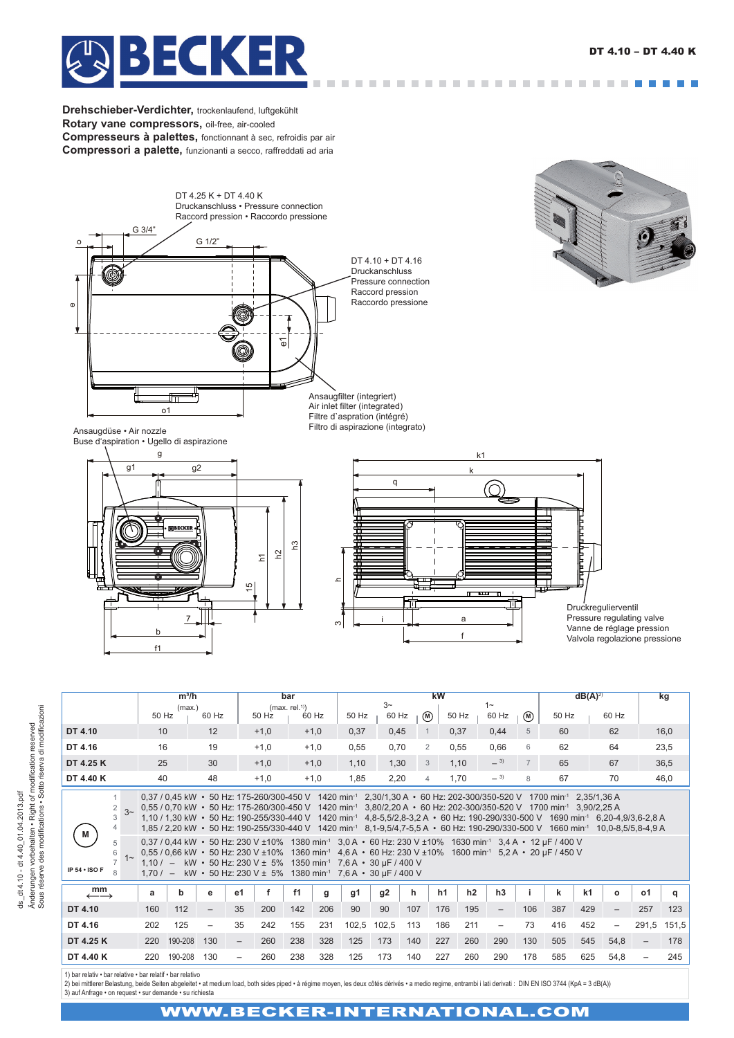# BECKER

**DT 4.10 – DT 4.40 K**

**Drehschieber-Verdichter,** trockenlaufend, luftgekühlt
**Rotary vane compressors,** oil-free, air-cooled
**Compresseurs à palettes,** fonctionnant à sec, refroidis par air
**Compressori a palette,** funzionanti a secco, raffreddati ad aria

DT 4.25 K + DT 4.40 K
Druckanschluss • Pressure connection
Raccord pression • Raccordo pressione

G 3/4"
G 1/2"

DT 4.10 + DT 4.16
Druckanschluss
Pressure connection
Raccord pression
Raccordo pressione

Ansaugfilter (integriert)
Air inlet filter (integrated)
Filtre d'aspration (intégré)
Filtro di aspirazione (integrato)

Ansaugdüse • Air nozzle
Buse d'aspiration • Ugello di aspirazione

Druckregulierventil
Pressure regulating valve
Vanne de réglage pression
Valvola regolazione pressione

| | m³/h (max.) | | bar (max. rel.[1]) | | kW 3~ | | (M) | kW 1~ | | (M) | dB(A)[2] | | kg |
|---|---|---|---|---|---|---|---|---|---|---|---|---|---|
| | 50 Hz | 60 Hz | 50 Hz | 60 Hz | 50 Hz | 60 Hz | | 50 Hz | 60 Hz | | 50 Hz | 60 Hz | |
| **DT 4.10** | 10 | 12 | +1,0 | +1,0 | 0,37 | 0,45 | 1 | 0,37 | 0,44 | 5 | 60 | 62 | 16,0 |
| **DT 4.16** | 16 | 19 | +1,0 | +1,0 | 0,55 | 0,70 | 2 | 0,55 | 0,66 | 6 | 62 | 64 | 23,5 |
| **DT 4.25 K** | 25 | 30 | +1,0 | +1,0 | 1,10 | 1,30 | 3 | 1,10 | – [3] | 7 | 65 | 67 | 36,5 |
| **DT 4.40 K** | 40 | 48 | +1,0 | +1,0 | 1,85 | 2,20 | 4 | 1,70 | – [3] | 8 | 67 | 70 | 46,0 |

**M** — IP 54 • ISO F

3~
1. 0,37 / 0,45 kW • 50 Hz: 175-260/300-450 V 1420 min⁻¹ 2,30/1,30 A • 60 Hz: 202-300/350-520 V 1700 min⁻¹ 2,35/1,36 A
2. 0,55 / 0,70 kW • 50 Hz: 175-260/300-450 V 1420 min⁻¹ 3,80/2,20 A • 60 Hz: 202-300/350-520 V 1700 min⁻¹ 3,90/2,25 A
3. 1,10 / 1,30 kW • 50 Hz: 190-255/330-440 V 1420 min⁻¹ 4,8-5,5/2,8-3,2 A • 60 Hz: 190-290/330-500 V 1690 min⁻¹ 6,20-4,9/3,6-2,8 A
4. 1,85 / 2,20 kW • 50 Hz: 190-255/330-440 V 1420 min⁻¹ 8,1-9,5/4,7-5,5 A • 60 Hz: 190-290/330-500 V 1660 min⁻¹ 10,0-8,5/5,8-4,9 A

1~
5. 0,37 / 0,44 kW • 50 Hz: 230 V ±10% 1380 min⁻¹ 3,0 A • 60 Hz: 230 V ±10% 1630 min⁻¹ 3,4 A • 12 µF / 400 V
6. 0,55 / 0,66 kW • 50 Hz: 230 V ±10% 1360 min⁻¹ 4,6 A • 60 Hz: 230 V ±10% 1600 min⁻¹ 5,2 A • 20 µF / 450 V
7. 1,10 / – kW • 50 Hz: 230 V ± 5% 1350 min⁻¹ 7,6 A • 30 µF / 400 V
8. 1,70 / – kW • 50 Hz: 230 V ± 5% 1380 min⁻¹ 7,6 A • 30 µF / 400 V

| mm | a | b | e | e1 | f | f1 | g | g1 | g2 | h | h1 | h2 | h3 | i | k | k1 | o | o1 | q |
|---|---|---|---|---|---|---|---|---|---|---|---|---|---|---|---|---|---|---|---|
| **DT 4.10** | 160 | 112 | – | 35 | 200 | 142 | 206 | 90 | 90 | 107 | 176 | 195 | – | 106 | 387 | 429 | – | 257 | 123 |
| **DT 4.16** | 202 | 125 | – | 35 | 242 | 155 | 231 | 102,5 | 102,5 | 113 | 186 | 211 | – | 73 | 416 | 452 | – | 291,5 | 151,5 |
| **DT 4.25 K** | 220 | 190-208 | 130 | – | 260 | 238 | 328 | 125 | 173 | 140 | 227 | 260 | 290 | 130 | 505 | 545 | 54,8 | – | 178 |
| **DT 4.40 K** | 220 | 190-208 | 130 | – | 260 | 238 | 328 | 125 | 173 | 140 | 227 | 260 | 290 | 178 | 585 | 625 | 54,8 | – | 245 |

1) bar relativ • bar relative • bar relatif • bar relativo
2) bei mittlerer Belastung, beide Seiten abgeleitet • at medium load, both sides piped • à régime moyen, les deux côtés dérivés • a medio regime, entrambi i lati derivati : DIN EN ISO 3744 (KpA = 3 dB(A))
3) auf Anfrage • on request • sur demande • su richiesta

ds_dt4.10 - dt 4.40_01.04.2013.pdf
Änderungen vorbehalten • Right of modification reserved
Sous réserve des modifications • Sotto riserva di modificazioni

**WWW.BECKER-INTERNATIONAL.COM**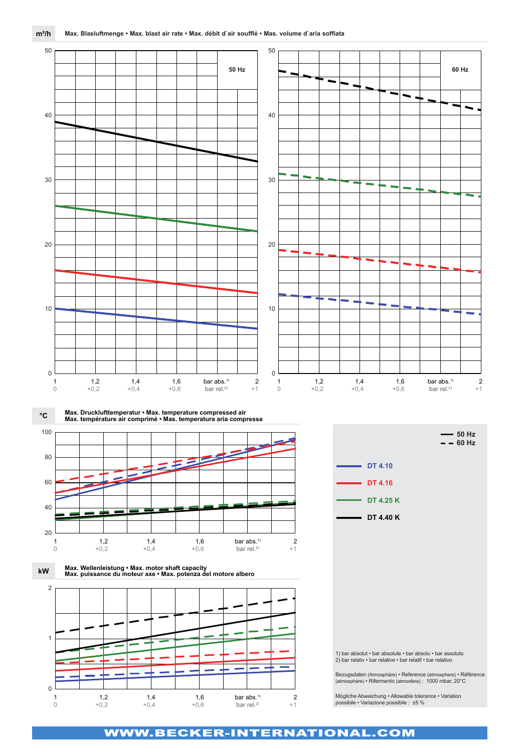m³/h **Max. Blasluftmenge • Max. blast air rate • Max. débit d`air soufflé • Mas. volume d`aria soffiata**

50 Hz

50
40
30
20
10
0

1 1,2 1,4 1,6 bar abs.[1] 2
0 +0,2 +0,4 +0,6 bar rel.[2] +1

60 Hz

50
40
30
20
10
0

1 1,2 1,4 1,6 bar abs.[1] 2
0 +0,2 +0,4 +0,6 bar rel.[2] +1

°C **Max. Drucklufttemperatur • Max. temperature compressed air**
**Max. température air comprimé • Mas. temperatura aria compressa**

100
80
60
40
20

1 1,2 1,4 1,6 bar abs.[1] 2
0 +0,2 +0,4 +0,6 bar rel.[2] +1

kW **Max. Wellenleistung • Max. motor shaft capacity**
**Max. puissance du moteur axe • Max. potenza del motore albero**

2
1
0

1 1,2 1,4 1,6 bar abs.[1] 2
0 +0,2 +0,4 +0,6 bar rel.[2] +1

50 Hz
60 Hz

DT 4.10
DT 4.16
DT 4.25 K
DT 4.40 K

1) bar absolut • bar absolute • bar absolu • bar assoluto
2) bar relativ • bar relative • bar relatif • bar relativo

Bezugsdaten (Atmosphäre) • Reference (atmosphere) • Référence (atmosphère) • Rifermento (atmosfera) : 1000 mbar, 20°C

Mögliche Abweichung • Allowable tolerance • Variation possibile • Variazione possibile : ±5 %

WWW.BECKER-INTERNATIONAL.COM